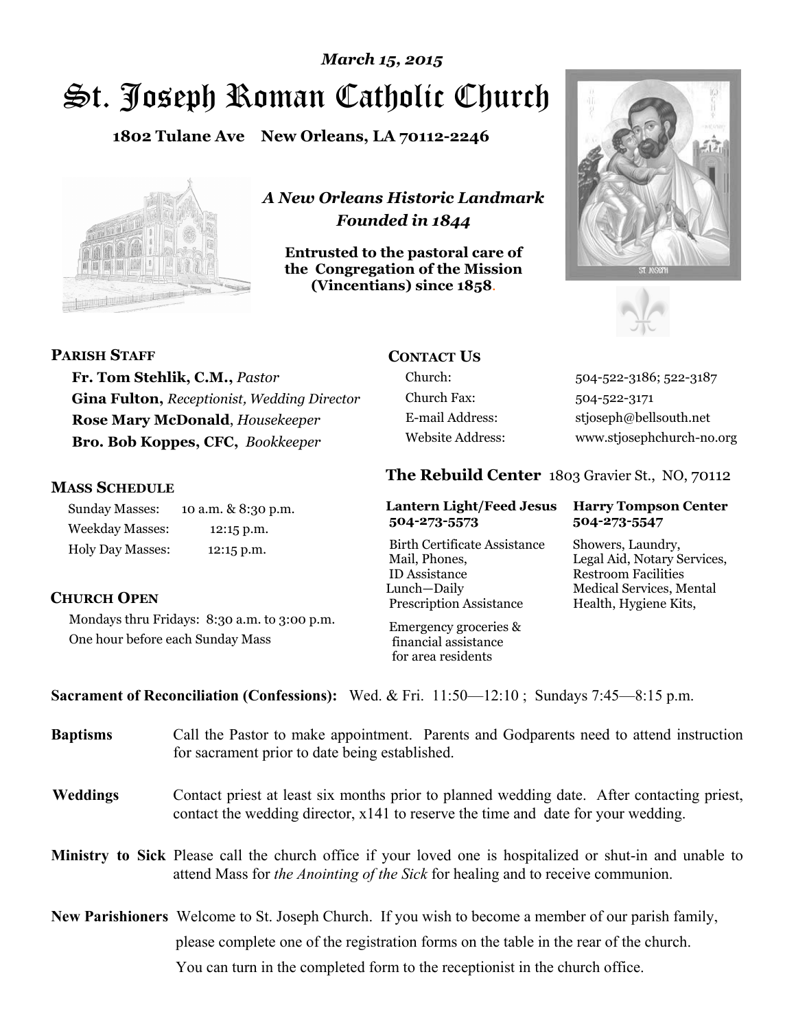*March 15, 2015*

# St. Joseph Roman Catholic Church

**1802 Tulane Ave New Orleans, LA 70112-2246**

***A New Orleans Historic Landmark***
***Founded in 1844***

**Entrusted to the pastoral care of the Congregation of the Mission (Vincentians) since 1858.**

## PARISH STAFF

**Fr. Tom Stehlik, C.M.,** *Pastor*
**Gina Fulton,** *Receptionist, Wedding Director*
**Rose Mary McDonald**, *Housekeeper*
**Bro. Bob Koppes, CFC,** *Bookkeeper*

## MASS SCHEDULE

| | |
|---|---|
| Sunday Masses: | 10 a.m. & 8:30 p.m. |
| Weekday Masses: | 12:15 p.m. |
| Holy Day Masses: | 12:15 p.m. |

## CHURCH OPEN

Mondays thru Fridays: 8:30 a.m. to 3:00 p.m.
One hour before each Sunday Mass

## CONTACT US

| | |
|---|---|
| Church: | 504-522-3186; 522-3187 |
| Church Fax: | 504-522-3171 |
| E-mail Address: | stjoseph@bellsouth.net |
| Website Address: | www.stjosephchurch-no.org |

## The Rebuild Center 1803 Gravier St., NO, 70112

| **Lantern Light/Feed Jesus 504-273-5573** | **Harry Tompson Center 504-273-5547** |
|---|---|
| Birth Certificate Assistance, Mail, Phones, ID Assistance, Lunch—Daily, Prescription Assistance, Emergency groceries & financial assistance for area residents | Showers, Laundry, Legal Aid, Notary Services, Restroom Facilities, Medical Services, Mental Health, Hygiene Kits, |

**Sacrament of Reconciliation (Confessions):** Wed. & Fri. 11:50—12:10 ; Sundays 7:45—8:15 p.m.

**Baptisms** Call the Pastor to make appointment. Parents and Godparents need to attend instruction for sacrament prior to date being established.

**Weddings** Contact priest at least six months prior to planned wedding date. After contacting priest, contact the wedding director, x141 to reserve the time and date for your wedding.

**Ministry to Sick** Please call the church office if your loved one is hospitalized or shut-in and unable to attend Mass for *the Anointing of the Sick* for healing and to receive communion.

**New Parishioners** Welcome to St. Joseph Church. If you wish to become a member of our parish family, please complete one of the registration forms on the table in the rear of the church. You can turn in the completed form to the receptionist in the church office.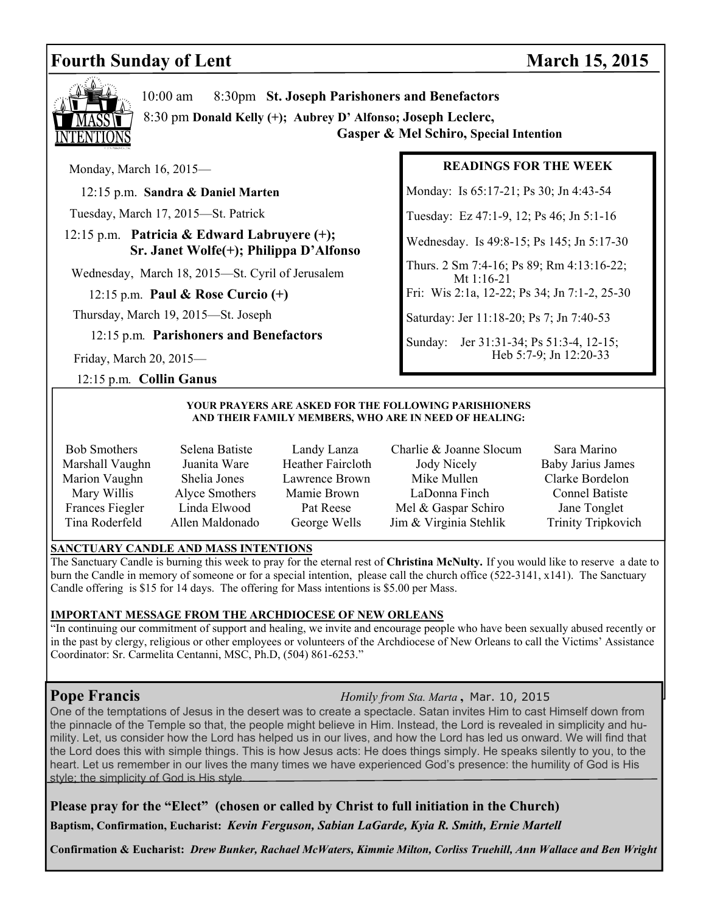# Fourth Sunday of Lent — March 15, 2015

## MASS INTENTIONS

10:00 am  8:30pm **St. Joseph Parishoners and Benefactors**

8:30 pm **Donald Kelly (+); Aubrey D' Alfonso; Joseph Leclerc, Gasper & Mel Schiro, Special Intention**

Monday, March 16, 2015—

12:15 p.m. **Sandra & Daniel Marten**

Tuesday, March 17, 2015—St. Patrick

12:15 p.m. **Patricia & Edward Labruyere (+); Sr. Janet Wolfe(+); Philippa D'Alfonso**

Wednesday, March 18, 2015—St. Cyril of Jerusalem

12:15 p.m. **Paul & Rose Curcio (+)**

Thursday, March 19, 2015—St. Joseph

12:15 p.m. **Parishoners and Benefactors**

Friday, March 20, 2015—

12:15 p.m. **Collin Ganus**

## READINGS FOR THE WEEK

Monday: Is 65:17-21; Ps 30; Jn 4:43-54

Tuesday: Ez 47:1-9, 12; Ps 46; Jn 5:1-16

Wednesday. Is 49:8-15; Ps 145; Jn 5:17-30

Thurs. 2 Sm 7:4-16; Ps 89; Rm 4:13:16-22; Mt 1:16-21

Fri: Wis 2:1a, 12-22; Ps 34; Jn 7:1-2, 25-30

Saturday: Jer 11:18-20; Ps 7; Jn 7:40-53

Sunday: Jer 31:31-34; Ps 51:3-4, 12-15; Heb 5:7-9; Jn 12:20-33

**YOUR PRAYERS ARE ASKED FOR THE FOLLOWING PARISHIONERS AND THEIR FAMILY MEMBERS, WHO ARE IN NEED OF HEALING:**

| | | | | |
|---|---|---|---|---|
| Bob Smothers | Selena Batiste | Landy Lanza | Charlie & Joanne Slocum | Sara Marino |
| Marshall Vaughn | Juanita Ware | Heather Faircloth | Jody Nicely | Baby Jarius James |
| Marion Vaughn | Shelia Jones | Lawrence Brown | Mike Mullen | Clarke Bordelon |
| Mary Willis | Alyce Smothers | Mamie Brown | LaDonna Finch | Connel Batiste |
| Frances Fiegler | Linda Elwood | Pat Reese | Mel & Gaspar Schiro | Jane Tonglet |
| Tina Roderfeld | Allen Maldonado | George Wells | Jim & Virginia Stehlik | Trinity Tripkovich |

**SANCTUARY CANDLE AND MASS INTENTIONS**

The Sanctuary Candle is burning this week to pray for the eternal rest of **Christina McNulty.** If you would like to reserve a date to burn the Candle in memory of someone or for a special intention, please call the church office (522-3141, x141). The Sanctuary Candle offering is $15 for 14 days. The offering for Mass intentions is $5.00 per Mass.

**IMPORTANT MESSAGE FROM THE ARCHDIOCESE OF NEW ORLEANS**

"In continuing our commitment of support and healing, we invite and encourage people who have been sexually abused recently or in the past by clergy, religious or other employees or volunteers of the Archdiocese of New Orleans to call the Victims' Assistance Coordinator: Sr. Carmelita Centanni, MSC, Ph.D, (504) 861-6253."

## Pope Francis

*Homily from Sta. Marta*, Mar. 10, 2015

One of the temptations of Jesus in the desert was to create a spectacle. Satan invites Him to cast Himself down from the pinnacle of the Temple so that, the people might believe in Him. Instead, the Lord is revealed in simplicity and humility. Let, us consider how the Lord has helped us in our lives, and how the Lord has led us onward. We will find that the Lord does this with simple things. This is how Jesus acts: He does things simply. He speaks silently to you, to the heart. Let us remember in our lives the many times we have experienced God's presence: the humility of God is His style; the simplicity of God is His style.

**Please pray for the "Elect" (chosen or called by Christ to full initiation in the Church)**

**Baptism, Confirmation, Eucharist:** ***Kevin Ferguson, Sabian LaGarde, Kyia R. Smith, Ernie Martell***

**Confirmation & Eucharist:** ***Drew Bunker, Rachael McWaters, Kimmie Milton, Corliss Truehill, Ann Wallace and Ben Wright***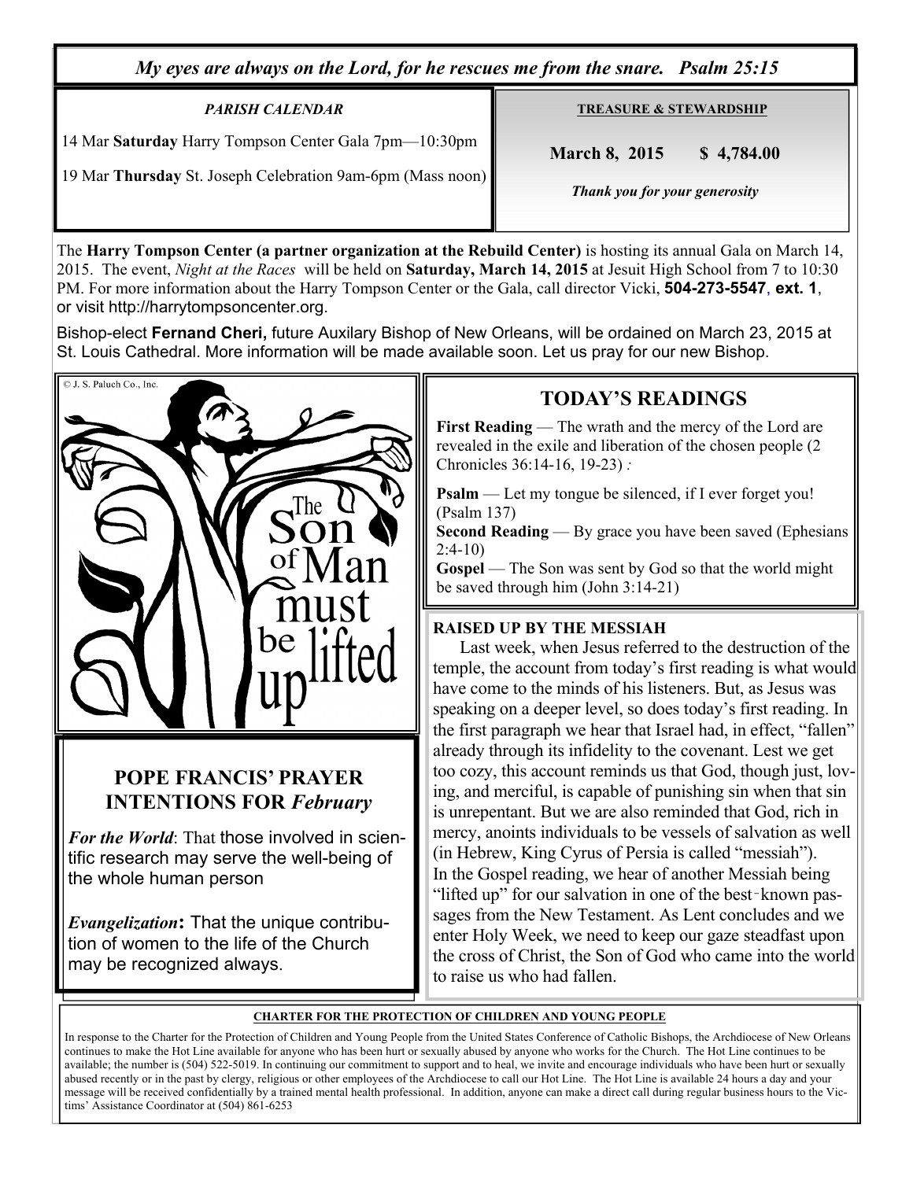*My eyes are always on the Lord, for he rescues me from the snare. Psalm 25:15*

***PARISH CALENDAR***

14 Mar **Saturday** Harry Tompson Center Gala 7pm—10:30pm

19 Mar **Thursday** St. Joseph Celebration 9am-6pm (Mass noon)

**TREASURE & STEWARDSHIP**

**March 8, 2015 $ 4,784.00**

***Thank you for your generosity***

The **Harry Tompson Center (a partner organization at the Rebuild Center)** is hosting its annual Gala on March 14, 2015. The event, *Night at the Races* will be held on **Saturday, March 14, 2015** at Jesuit High School from 7 to 10:30 PM. For more information about the Harry Tompson Center or the Gala, call director Vicki, **504-273-5547, ext. 1**, or visit http://harrytompsoncenter.org.

Bishop-elect **Fernand Cheri,** future Auxilary Bishop of New Orleans, will be ordained on March 23, 2015 at St. Louis Cathedral. More information will be made available soon. Let us pray for our new Bishop.

© J. S. Paluch Co., Inc.

The Son of Man must be lifted up

## POPE FRANCIS' PRAYER INTENTIONS FOR *February*

***For the World***: That those involved in scientific research may serve the well-being of the whole human person

***Evangelization*****:** That the unique contribution of women to the life of the Church may be recognized always.

## TODAY'S READINGS

**First Reading** — The wrath and the mercy of the Lord are revealed in the exile and liberation of the chosen people (2 Chronicles 36:14-16, 19-23) *:*

**Psalm** — Let my tongue be silenced, if I ever forget you! (Psalm 137)

**Second Reading** — By grace you have been saved (Ephesians 2:4-10)

**Gospel** — The Son was sent by God so that the world might be saved through him (John 3:14-21)

**RAISED UP BY THE MESSIAH**

Last week, when Jesus referred to the destruction of the temple, the account from today's first reading is what would have come to the minds of his listeners. But, as Jesus was speaking on a deeper level, so does today's first reading. In the first paragraph we hear that Israel had, in effect, "fallen" already through its infidelity to the covenant. Lest we get too cozy, this account reminds us that God, though just, loving, and merciful, is capable of punishing sin when that sin is unrepentant. But we are also reminded that God, rich in mercy, anoints individuals to be vessels of salvation as well (in Hebrew, King Cyrus of Persia is called "messiah"). In the Gospel reading, we hear of another Messiah being "lifted up" for our salvation in one of the best-known passages from the New Testament. As Lent concludes and we enter Holy Week, we need to keep our gaze steadfast upon the cross of Christ, the Son of God who came into the world to raise us who had fallen.

**CHARTER FOR THE PROTECTION OF CHILDREN AND YOUNG PEOPLE**

In response to the Charter for the Protection of Children and Young People from the United States Conference of Catholic Bishops, the Archdiocese of New Orleans continues to make the Hot Line available for anyone who has been hurt or sexually abused by anyone who works for the Church. The Hot Line continues to be available; the number is (504) 522-5019. In continuing our commitment to support and to heal, we invite and encourage individuals who have been hurt or sexually abused recently or in the past by clergy, religious or other employees of the Archdiocese to call our Hot Line. The Hot Line is available 24 hours a day and your message will be received confidentially by a trained mental health professional. In addition, anyone can make a direct call during regular business hours to the Victims' Assistance Coordinator at (504) 861-6253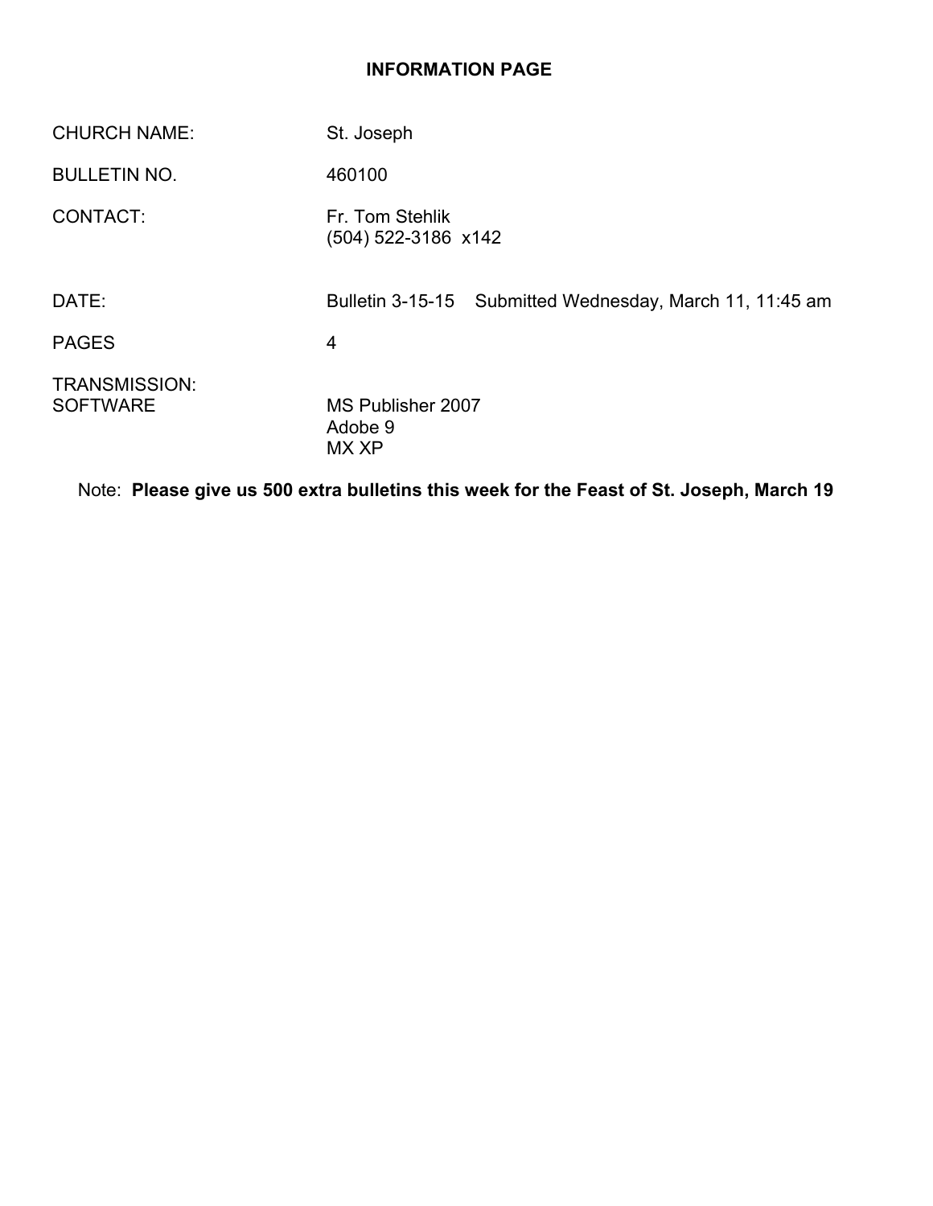# INFORMATION PAGE

| | |
|---|---|
| CHURCH NAME: | St. Joseph |
| BULLETIN NO. | 460100 |
| CONTACT: | Fr. Tom Stehlik<br>(504) 522-3186 x142 |
| DATE: | Bulletin 3-15-15 Submitted Wednesday, March 11, 11:45 am |
| PAGES | 4 |
| TRANSMISSION:<br>SOFTWARE | MS Publisher 2007<br>Adobe 9<br>MX XP |

Note: **Please give us 500 extra bulletins this week for the Feast of St. Joseph, March 19**